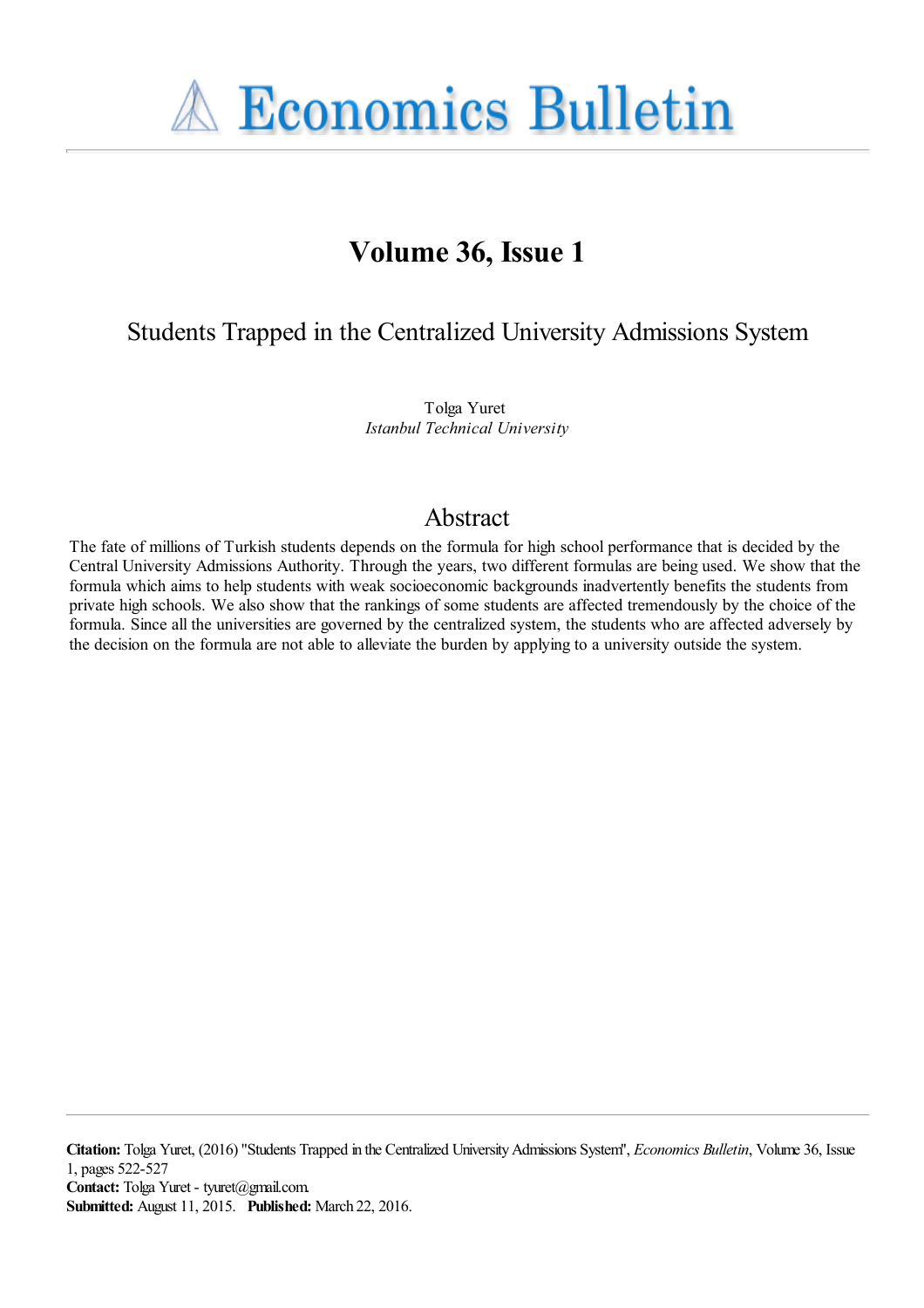# Economics Bulletin

## Volume 36, Issue 1

# Students Trapped in the Centralized University Admissions System

Tolga Yuret
*Istanbul Technical University*

## Abstract

The fate of millions of Turkish students depends on the formula for high school performance that is decided by the Central University Admissions Authority. Through the years, two different formulas are being used. We show that the formula which aims to help students with weak socioeconomic backgrounds inadvertently benefits the students from private high schools. We also show that the rankings of some students are affected tremendously by the choice of the formula. Since all the universities are governed by the centralized system, the students who are affected adversely by the decision on the formula are not able to alleviate the burden by applying to a university outside the system.

**Citation:** Tolga Yuret, (2016) ''Students Trapped in the Centralized University Admissions System'', *Economics Bulletin*, Volume 36, Issue 1, pages 522-527
**Contact:** Tolga Yuret - tyuret@gmail.com.
**Submitted:** August 11, 2015. **Published:** March 22, 2016.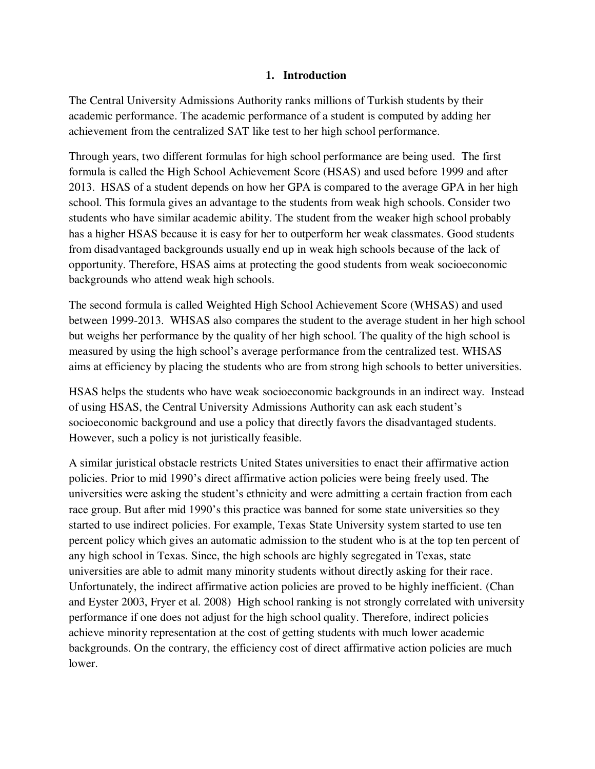## 1. Introduction

The Central University Admissions Authority ranks millions of Turkish students by their academic performance. The academic performance of a student is computed by adding her achievement from the centralized SAT like test to her high school performance.

Through years, two different formulas for high school performance are being used. The first formula is called the High School Achievement Score (HSAS) and used before 1999 and after 2013. HSAS of a student depends on how her GPA is compared to the average GPA in her high school. This formula gives an advantage to the students from weak high schools. Consider two students who have similar academic ability. The student from the weaker high school probably has a higher HSAS because it is easy for her to outperform her weak classmates. Good students from disadvantaged backgrounds usually end up in weak high schools because of the lack of opportunity. Therefore, HSAS aims at protecting the good students from weak socioeconomic backgrounds who attend weak high schools.

The second formula is called Weighted High School Achievement Score (WHSAS) and used between 1999-2013. WHSAS also compares the student to the average student in her high school but weighs her performance by the quality of her high school. The quality of the high school is measured by using the high school's average performance from the centralized test. WHSAS aims at efficiency by placing the students who are from strong high schools to better universities.

HSAS helps the students who have weak socioeconomic backgrounds in an indirect way. Instead of using HSAS, the Central University Admissions Authority can ask each student's socioeconomic background and use a policy that directly favors the disadvantaged students. However, such a policy is not juristically feasible.

A similar juristical obstacle restricts United States universities to enact their affirmative action policies. Prior to mid 1990's direct affirmative action policies were being freely used. The universities were asking the student's ethnicity and were admitting a certain fraction from each race group. But after mid 1990's this practice was banned for some state universities so they started to use indirect policies. For example, Texas State University system started to use ten percent policy which gives an automatic admission to the student who is at the top ten percent of any high school in Texas. Since, the high schools are highly segregated in Texas, state universities are able to admit many minority students without directly asking for their race. Unfortunately, the indirect affirmative action policies are proved to be highly inefficient. (Chan and Eyster 2003, Fryer et al. 2008) High school ranking is not strongly correlated with university performance if one does not adjust for the high school quality. Therefore, indirect policies achieve minority representation at the cost of getting students with much lower academic backgrounds. On the contrary, the efficiency cost of direct affirmative action policies are much lower.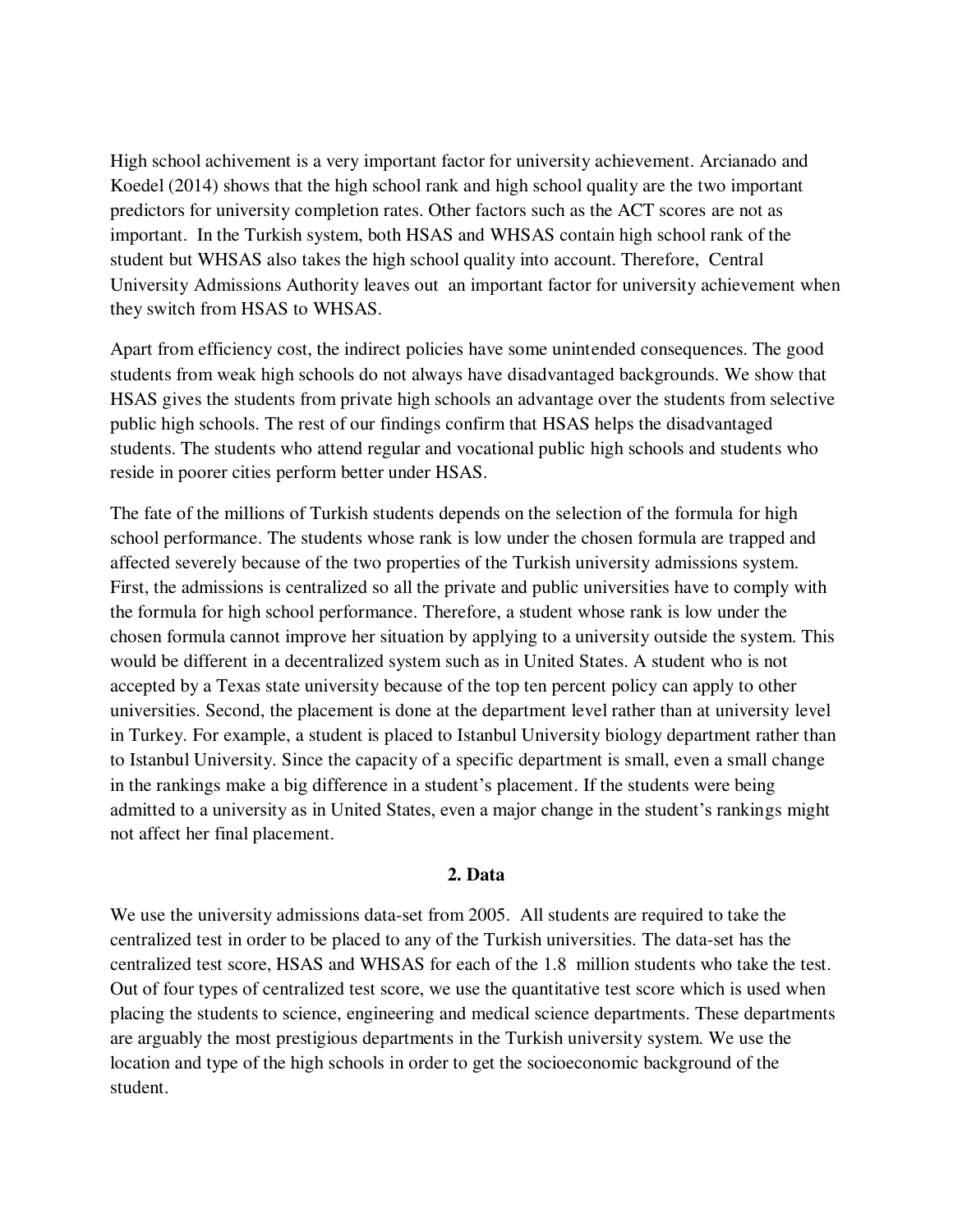High school achivement is a very important factor for university achievement. Arcianado and Koedel (2014) shows that the high school rank and high school quality are the two important predictors for university completion rates. Other factors such as the ACT scores are not as important. In the Turkish system, both HSAS and WHSAS contain high school rank of the student but WHSAS also takes the high school quality into account. Therefore, Central University Admissions Authority leaves out an important factor for university achievement when they switch from HSAS to WHSAS.

Apart from efficiency cost, the indirect policies have some unintended consequences. The good students from weak high schools do not always have disadvantaged backgrounds. We show that HSAS gives the students from private high schools an advantage over the students from selective public high schools. The rest of our findings confirm that HSAS helps the disadvantaged students. The students who attend regular and vocational public high schools and students who reside in poorer cities perform better under HSAS.

The fate of the millions of Turkish students depends on the selection of the formula for high school performance. The students whose rank is low under the chosen formula are trapped and affected severely because of the two properties of the Turkish university admissions system. First, the admissions is centralized so all the private and public universities have to comply with the formula for high school performance. Therefore, a student whose rank is low under the chosen formula cannot improve her situation by applying to a university outside the system. This would be different in a decentralized system such as in United States. A student who is not accepted by a Texas state university because of the top ten percent policy can apply to other universities. Second, the placement is done at the department level rather than at university level in Turkey. For example, a student is placed to Istanbul University biology department rather than to Istanbul University. Since the capacity of a specific department is small, even a small change in the rankings make a big difference in a student's placement. If the students were being admitted to a university as in United States, even a major change in the student's rankings might not affect her final placement.

## 2. Data

We use the university admissions data-set from 2005. All students are required to take the centralized test in order to be placed to any of the Turkish universities. The data-set has the centralized test score, HSAS and WHSAS for each of the 1.8 million students who take the test. Out of four types of centralized test score, we use the quantitative test score which is used when placing the students to science, engineering and medical science departments. These departments are arguably the most prestigious departments in the Turkish university system. We use the location and type of the high schools in order to get the socioeconomic background of the student.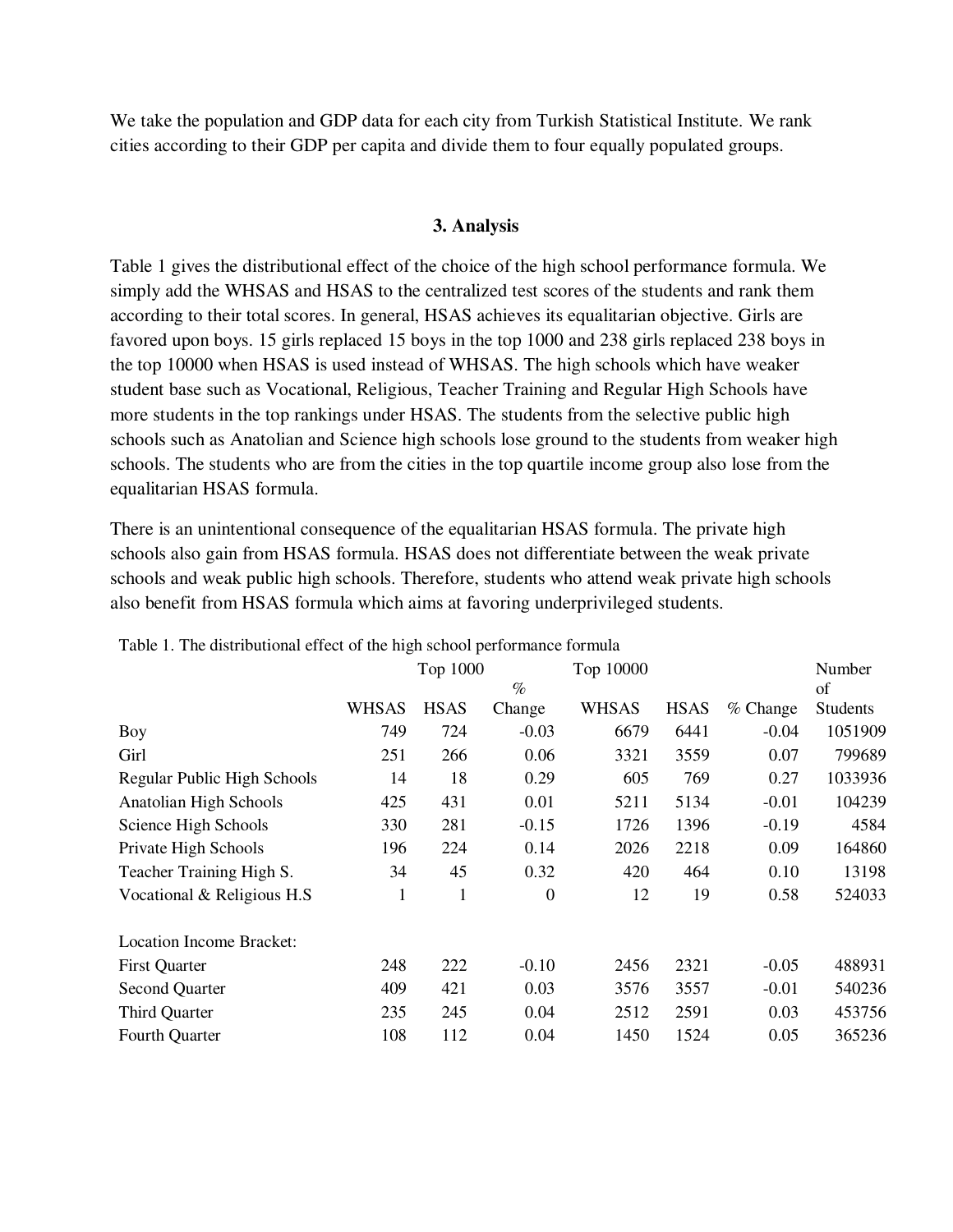We take the population and GDP data for each city from Turkish Statistical Institute. We rank cities according to their GDP per capita and divide them to four equally populated groups.

## 3. Analysis

Table 1 gives the distributional effect of the choice of the high school performance formula. We simply add the WHSAS and HSAS to the centralized test scores of the students and rank them according to their total scores. In general, HSAS achieves its equalitarian objective. Girls are favored upon boys. 15 girls replaced 15 boys in the top 1000 and 238 girls replaced 238 boys in the top 10000 when HSAS is used instead of WHSAS. The high schools which have weaker student base such as Vocational, Religious, Teacher Training and Regular High Schools have more students in the top rankings under HSAS. The students from the selective public high schools such as Anatolian and Science high schools lose ground to the students from weaker high schools. The students who are from the cities in the top quartile income group also lose from the equalitarian HSAS formula.

There is an unintentional consequence of the equalitarian HSAS formula. The private high schools also gain from HSAS formula. HSAS does not differentiate between the weak private schools and weak public high schools. Therefore, students who attend weak private high schools also benefit from HSAS formula which aims at favoring underprivileged students.

Table 1. The distributional effect of the high school performance formula

| | Top 1000 | | | Top 10000 | | | Number of |
|---|---|---|---|---|---|---|---|
| | WHSAS | HSAS | % Change | WHSAS | HSAS | % Change | Students |
| Boy | 749 | 724 | -0.03 | 6679 | 6441 | -0.04 | 1051909 |
| Girl | 251 | 266 | 0.06 | 3321 | 3559 | 0.07 | 799689 |
| Regular Public High Schools | 14 | 18 | 0.29 | 605 | 769 | 0.27 | 1033936 |
| Anatolian High Schools | 425 | 431 | 0.01 | 5211 | 5134 | -0.01 | 104239 |
| Science High Schools | 330 | 281 | -0.15 | 1726 | 1396 | -0.19 | 4584 |
| Private High Schools | 196 | 224 | 0.14 | 2026 | 2218 | 0.09 | 164860 |
| Teacher Training High S. | 34 | 45 | 0.32 | 420 | 464 | 0.10 | 13198 |
| Vocational & Religious H.S | 1 | 1 | 0 | 12 | 19 | 0.58 | 524033 |
| | | | | | | | |
| Location Income Bracket: | | | | | | | |
| First Quarter | 248 | 222 | -0.10 | 2456 | 2321 | -0.05 | 488931 |
| Second Quarter | 409 | 421 | 0.03 | 3576 | 3557 | -0.01 | 540236 |
| Third Quarter | 235 | 245 | 0.04 | 2512 | 2591 | 0.03 | 453756 |
| Fourth Quarter | 108 | 112 | 0.04 | 1450 | 1524 | 0.05 | 365236 |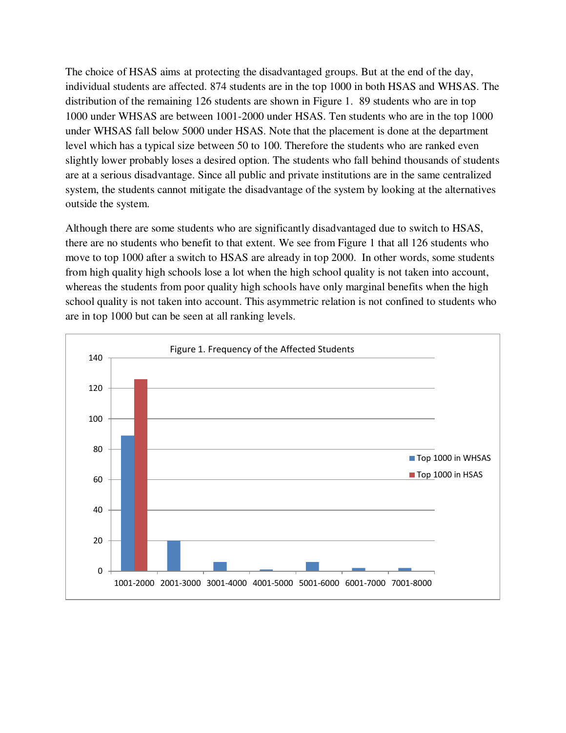The choice of HSAS aims at protecting the disadvantaged groups. But at the end of the day, individual students are affected. 874 students are in the top 1000 in both HSAS and WHSAS. The distribution of the remaining 126 students are shown in Figure 1. 89 students who are in top 1000 under WHSAS are between 1001-2000 under HSAS. Ten students who are in the top 1000 under WHSAS fall below 5000 under HSAS. Note that the placement is done at the department level which has a typical size between 50 to 100. Therefore the students who are ranked even slightly lower probably loses a desired option. The students who fall behind thousands of students are at a serious disadvantage. Since all public and private institutions are in the same centralized system, the students cannot mitigate the disadvantage of the system by looking at the alternatives outside the system.

Although there are some students who are significantly disadvantaged due to switch to HSAS, there are no students who benefit to that extent. We see from Figure 1 that all 126 students who move to top 1000 after a switch to HSAS are already in top 2000. In other words, some students from high quality high schools lose a lot when the high school quality is not taken into account, whereas the students from poor quality high schools have only marginal benefits when the high school quality is not taken into account. This asymmetric relation is not confined to students who are in top 1000 but can be seen at all ranking levels.

Figure 1. Frequency of the Affected Students

| Rank range | Top 1000 in WHSAS | Top 1000 in HSAS |
|---|---|---|
| 1001-2000 | 89 | 126 |
| 2001-3000 | 20 | |
| 3001-4000 | 6 | |
| 4001-5000 | 1 | |
| 5001-6000 | 6 | |
| 6001-7000 | 2 | |
| 7001-8000 | 2 | |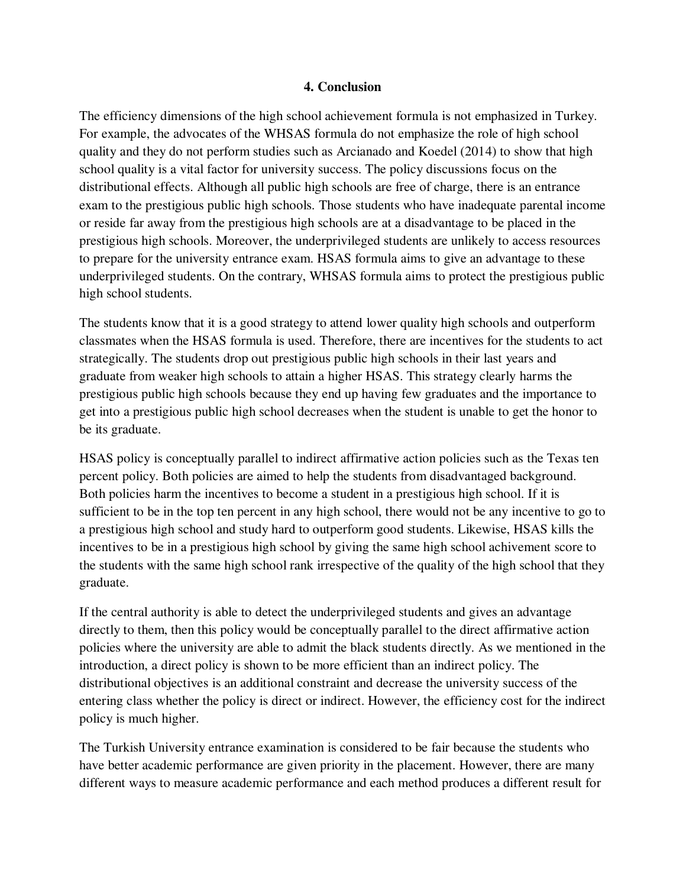## 4. Conclusion

The efficiency dimensions of the high school achievement formula is not emphasized in Turkey. For example, the advocates of the WHSAS formula do not emphasize the role of high school quality and they do not perform studies such as Arcianado and Koedel (2014) to show that high school quality is a vital factor for university success. The policy discussions focus on the distributional effects. Although all public high schools are free of charge, there is an entrance exam to the prestigious public high schools. Those students who have inadequate parental income or reside far away from the prestigious high schools are at a disadvantage to be placed in the prestigious high schools. Moreover, the underprivileged students are unlikely to access resources to prepare for the university entrance exam. HSAS formula aims to give an advantage to these underprivileged students. On the contrary, WHSAS formula aims to protect the prestigious public high school students.

The students know that it is a good strategy to attend lower quality high schools and outperform classmates when the HSAS formula is used. Therefore, there are incentives for the students to act strategically. The students drop out prestigious public high schools in their last years and graduate from weaker high schools to attain a higher HSAS. This strategy clearly harms the prestigious public high schools because they end up having few graduates and the importance to get into a prestigious public high school decreases when the student is unable to get the honor to be its graduate.

HSAS policy is conceptually parallel to indirect affirmative action policies such as the Texas ten percent policy. Both policies are aimed to help the students from disadvantaged background. Both policies harm the incentives to become a student in a prestigious high school. If it is sufficient to be in the top ten percent in any high school, there would not be any incentive to go to a prestigious high school and study hard to outperform good students. Likewise, HSAS kills the incentives to be in a prestigious high school by giving the same high school achivement score to the students with the same high school rank irrespective of the quality of the high school that they graduate.

If the central authority is able to detect the underprivileged students and gives an advantage directly to them, then this policy would be conceptually parallel to the direct affirmative action policies where the university are able to admit the black students directly. As we mentioned in the introduction, a direct policy is shown to be more efficient than an indirect policy. The distributional objectives is an additional constraint and decrease the university success of the entering class whether the policy is direct or indirect. However, the efficiency cost for the indirect policy is much higher.

The Turkish University entrance examination is considered to be fair because the students who have better academic performance are given priority in the placement. However, there are many different ways to measure academic performance and each method produces a different result for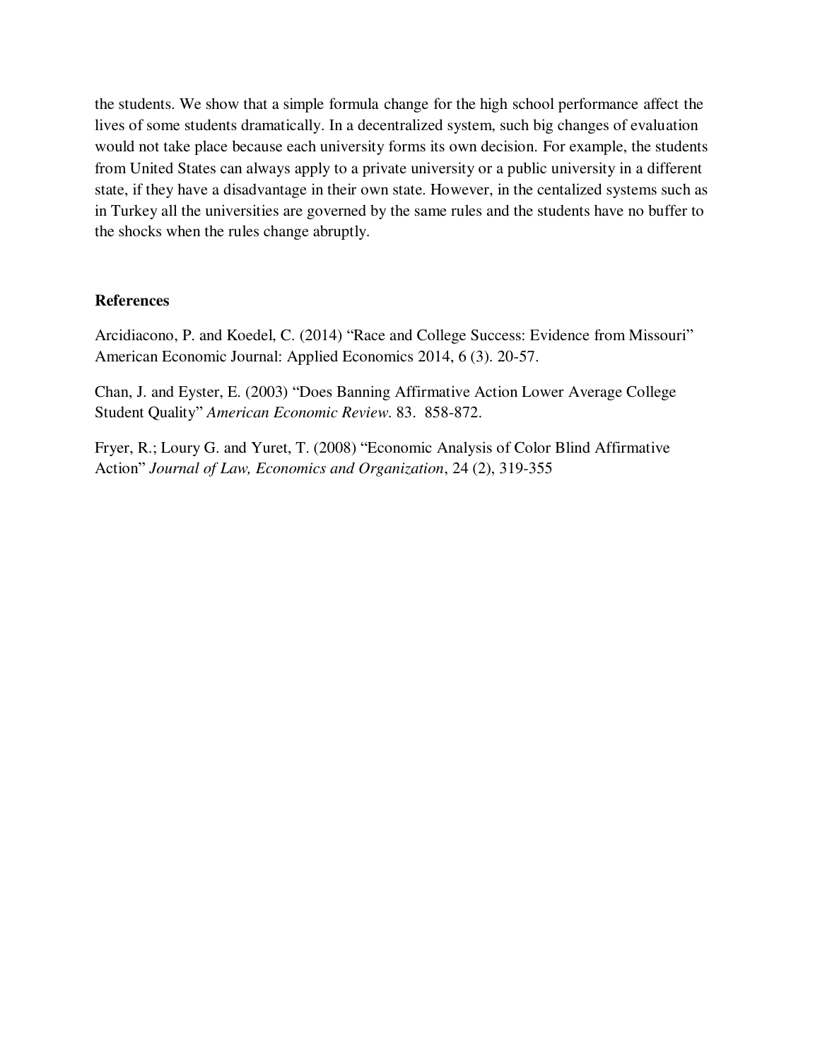the students. We show that a simple formula change for the high school performance affect the lives of some students dramatically. In a decentralized system, such big changes of evaluation would not take place because each university forms its own decision. For example, the students from United States can always apply to a private university or a public university in a different state, if they have a disadvantage in their own state. However, in the centalized systems such as in Turkey all the universities are governed by the same rules and the students have no buffer to the shocks when the rules change abruptly.

## References

Arcidiacono, P. and Koedel, C. (2014) “Race and College Success: Evidence from Missouri” American Economic Journal: Applied Economics 2014, 6 (3). 20-57.

Chan, J. and Eyster, E. (2003) “Does Banning Affirmative Action Lower Average College Student Quality” *American Economic Review*. 83. 858-872.

Fryer, R.; Loury G. and Yuret, T. (2008) “Economic Analysis of Color Blind Affirmative Action” *Journal of Law, Economics and Organization*, 24 (2), 319-355